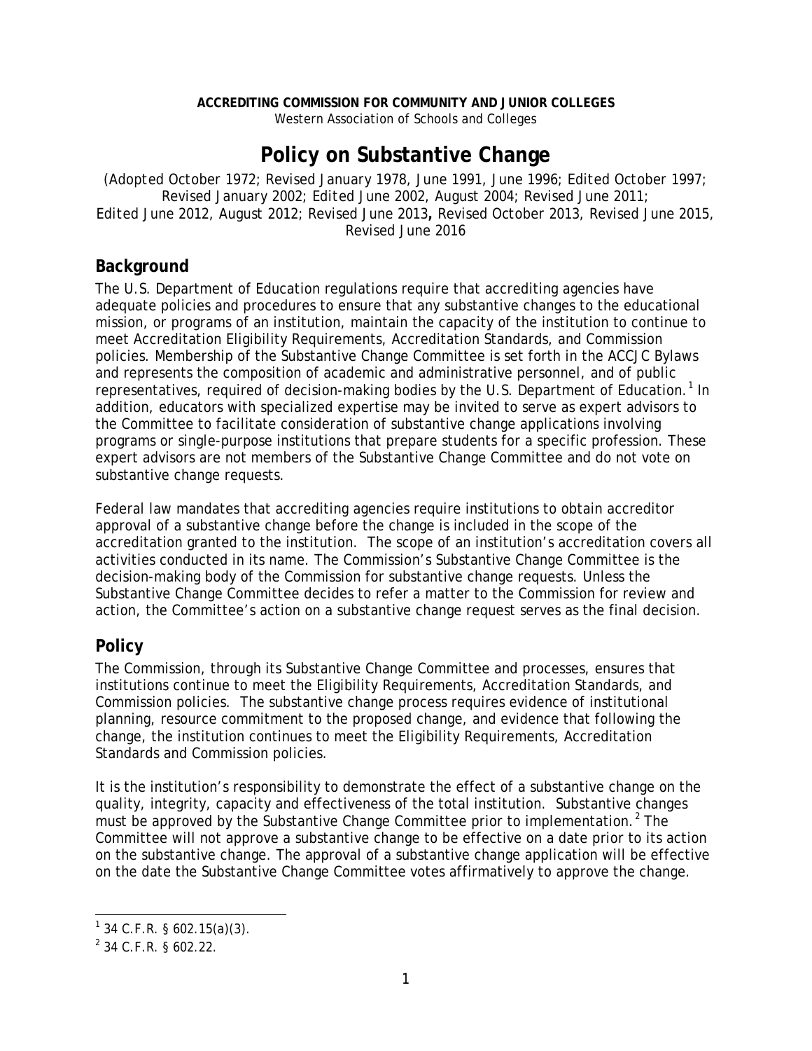**ACCREDITING COMMISSION FOR COMMUNITY AND JUNIOR COLLEGES**
*Western Association of Schools and Colleges*

# Policy on Substantive Change

*(Adopted October 1972; Revised January 1978, June 1991, June 1996; Edited October 1997; Revised January 2002; Edited June 2002, August 2004; Revised June 2011; Edited June 2012, August 2012; Revised June 2013, Revised October 2013, Revised June 2015, Revised June 2016*

## Background

The U.S. Department of Education regulations require that accrediting agencies have adequate policies and procedures to ensure that any substantive changes to the educational mission, or programs of an institution, maintain the capacity of the institution to continue to meet Accreditation Eligibility Requirements, Accreditation Standards, and Commission policies. Membership of the Substantive Change Committee is set forth in the ACCJC Bylaws and represents the composition of academic and administrative personnel, and of public representatives, required of decision-making bodies by the U.S. Department of Education.[1] In addition, educators with specialized expertise may be invited to serve as expert advisors to the Committee to facilitate consideration of substantive change applications involving programs or single-purpose institutions that prepare students for a specific profession. These expert advisors are not members of the Substantive Change Committee and do not vote on substantive change requests.

Federal law mandates that accrediting agencies require institutions to obtain accreditor approval of a substantive change before the change is included in the scope of the accreditation granted to the institution. The scope of an institution's accreditation covers all activities conducted in its name. The Commission's Substantive Change Committee is the decision-making body of the Commission for substantive change requests. Unless the Substantive Change Committee decides to refer a matter to the Commission for review and action, the Committee's action on a substantive change request serves as the final decision.

## Policy

The Commission, through its Substantive Change Committee and processes, ensures that institutions continue to meet the Eligibility Requirements, Accreditation Standards, and Commission policies. The substantive change process requires evidence of institutional planning, resource commitment to the proposed change, and evidence that following the change, the institution continues to meet the Eligibility Requirements, Accreditation Standards and Commission policies.

It is the institution's responsibility to demonstrate the effect of a substantive change on the quality, integrity, capacity and effectiveness of the total institution. Substantive changes must be approved by the Substantive Change Committee prior to implementation.[2] The Committee will not approve a substantive change to be effective on a date prior to its action on the substantive change. The approval of a substantive change application will be effective on the date the Substantive Change Committee votes affirmatively to approve the change.

---

[1] 34 C.F.R. § 602.15(a)(3).

[2] 34 C.F.R. § 602.22.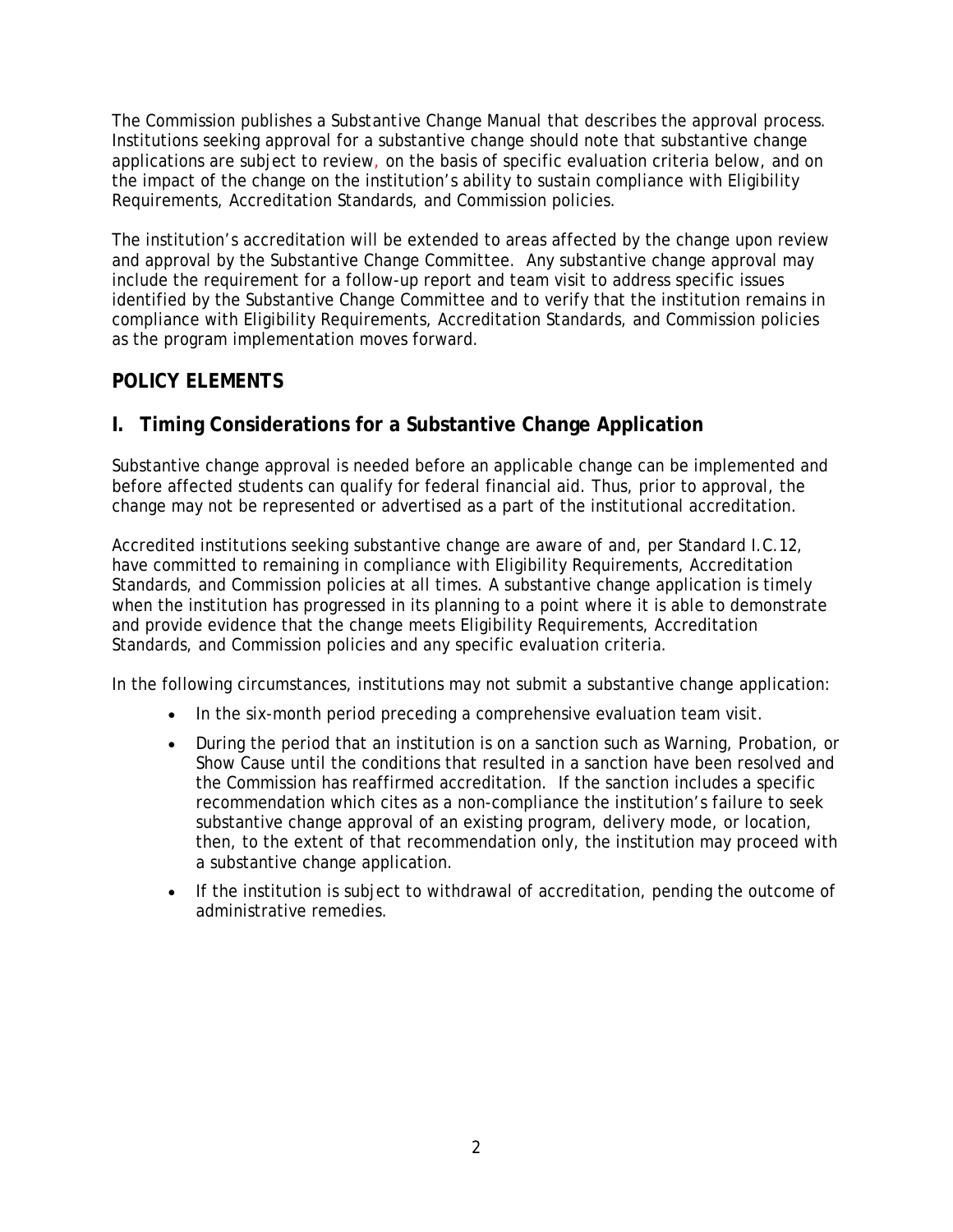The Commission publishes a *Substantive Change Manual* that describes the approval process. Institutions seeking approval for a substantive change should note that substantive change applications are subject to review, on the basis of specific evaluation criteria below, and on the impact of the change on the institution's ability to sustain compliance with Eligibility Requirements, Accreditation Standards, and Commission policies.

The institution's accreditation will be extended to areas affected by the change upon review and approval by the Substantive Change Committee. Any substantive change approval may include the requirement for a follow-up report and team visit to address specific issues identified by the Substantive Change Committee and to verify that the institution remains in compliance with Eligibility Requirements, Accreditation Standards, and Commission policies as the program implementation moves forward.

## POLICY ELEMENTS

## I. Timing Considerations for a Substantive Change Application

Substantive change approval is needed before an applicable change can be implemented and before affected students can qualify for federal financial aid. Thus, prior to approval, the change may not be represented or advertised as a part of the institutional accreditation.

Accredited institutions seeking substantive change are aware of and, per Standard I.C.12, have committed to remaining in compliance with Eligibility Requirements, Accreditation Standards, and Commission policies at all times. A substantive change application is timely when the institution has progressed in its planning to a point where it is able to demonstrate and provide evidence that the change meets Eligibility Requirements, Accreditation Standards, and Commission policies and any specific evaluation criteria.

In the following circumstances, institutions may not submit a substantive change application:

- In the six-month period preceding a comprehensive evaluation team visit.
- During the period that an institution is on a sanction such as Warning, Probation, or Show Cause until the conditions that resulted in a sanction have been resolved and the Commission has reaffirmed accreditation. If the sanction includes a specific recommendation which cites as a non-compliance the institution's failure to seek substantive change approval of an existing program, delivery mode, or location, then, to the extent of that recommendation only, the institution may proceed with a substantive change application.
- If the institution is subject to withdrawal of accreditation, pending the outcome of administrative remedies.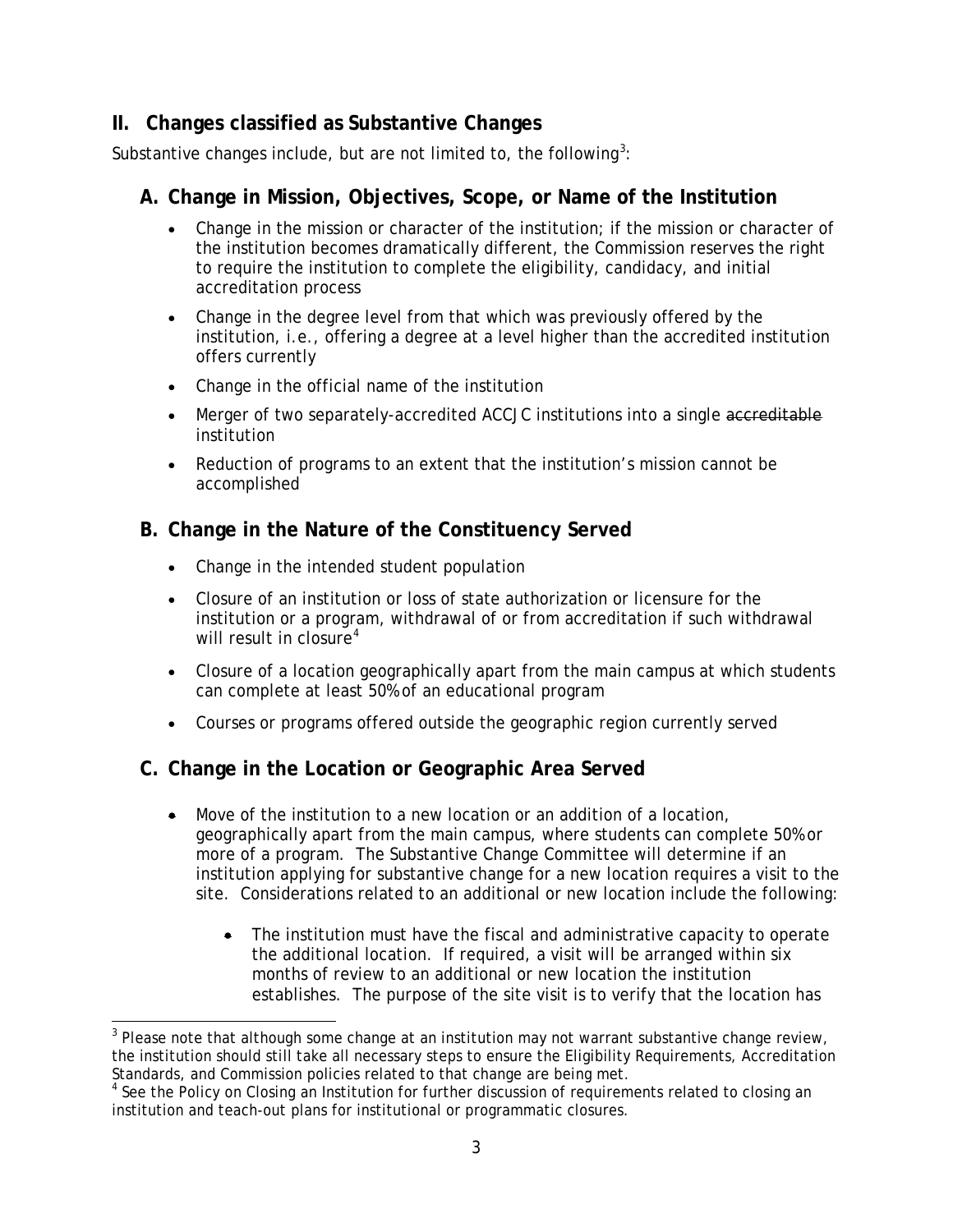## II. Changes classified as Substantive Changes

Substantive changes include, but are not limited to, the following[3]:

### A. Change in Mission, Objectives, Scope, or Name of the Institution

- Change in the mission or character of the institution; if the mission or character of the institution becomes dramatically different, the Commission reserves the right to require the institution to complete the eligibility, candidacy, and initial accreditation process
- Change in the degree level from that which was previously offered by the institution, i.e., offering a degree at a level higher than the accredited institution offers currently
- Change in the official name of the institution
- Merger of two separately-accredited ACCJC institutions into a single ~~accreditable~~ institution
- Reduction of programs to an extent that the institution's mission cannot be accomplished

### B. Change in the Nature of the Constituency Served

- Change in the intended student population
- Closure of an institution or loss of state authorization or licensure for the institution or a program, withdrawal of or from accreditation if such withdrawal will result in closure[4]
- Closure of a location geographically apart from the main campus at which students can complete at least 50% of an educational program
- Courses or programs offered outside the geographic region currently served

### C. Change in the Location or Geographic Area Served

- Move of the institution to a new location or an addition of a location, geographically apart from the main campus, where students can complete 50% or more of a program. The Substantive Change Committee will determine if an institution applying for substantive change for a new location requires a visit to the site. Considerations related to an additional or new location include the following:
  - The institution must have the fiscal and administrative capacity to operate the additional location. If required, a visit will be arranged within six months of review to an additional or new location the institution establishes. The purpose of the site visit is to verify that the location has

---

[3] Please note that although some change at an institution may not warrant substantive change review, the institution should still take all necessary steps to ensure the Eligibility Requirements, Accreditation Standards, and Commission policies related to that change are being met.

[4] See the Policy on Closing an Institution for further discussion of requirements related to closing an institution and teach-out plans for institutional or programmatic closures.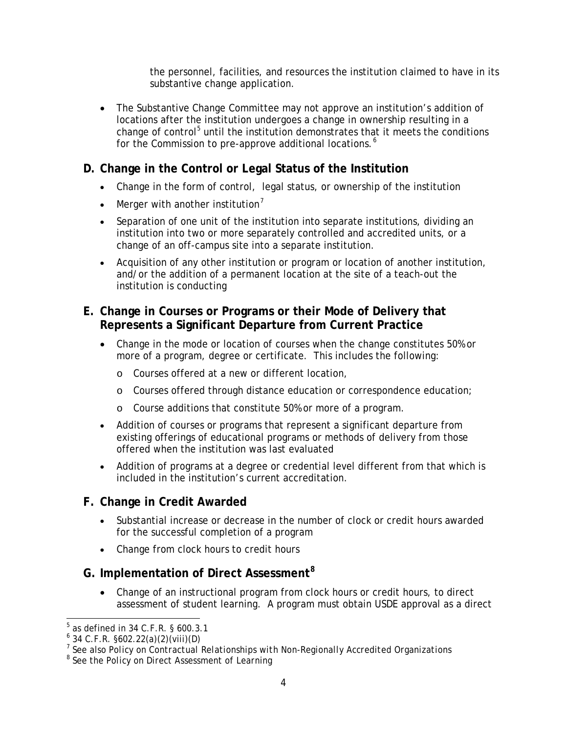the personnel, facilities, and resources the institution claimed to have in its substantive change application.

- The Substantive Change Committee may not approve an institution's addition of locations after the institution undergoes a change in ownership resulting in a change of control[5] until the institution demonstrates that it meets the conditions for the Commission to pre-approve additional locations.[6]

## D. Change in the Control or Legal Status of the Institution

- Change in the form of control, legal status, or ownership of the institution
- Merger with another institution[7]
- Separation of one unit of the institution into separate institutions, dividing an institution into two or more separately controlled and accredited units, or a change of an off-campus site into a separate institution.
- Acquisition of any other institution or program or location of another institution, and/or the addition of a permanent location at the site of a teach-out the institution is conducting

## E. Change in Courses or Programs or their Mode of Delivery that Represents a Significant Departure from Current Practice

- Change in the mode or location of courses when the change constitutes 50% or more of a program, degree or certificate. This includes the following:
  - Courses offered at a new or different location,
  - Courses offered through distance education or correspondence education;
  - Course additions that constitute 50% or more of a program.
- Addition of courses or programs that represent a significant departure from existing offerings of educational programs or methods of delivery from those offered when the institution was last evaluated
- Addition of programs at a degree or credential level different from that which is included in the institution's current accreditation.

## F. Change in Credit Awarded

- Substantial increase or decrease in the number of clock or credit hours awarded for the successful completion of a program
- Change from clock hours to credit hours

## G. Implementation of Direct Assessment[8]

- Change of an instructional program from clock hours or credit hours, to direct assessment of student learning. A program must obtain USDE approval as a direct

---

[5] as defined in 34 C.F.R. § 600.3.1

[6] 34 C.F.R. §602.22(a)(2)(viii)(D)

[7] *See also Policy on Contractual Relationships with Non-Regionally Accredited Organizations*

[8] *See the Policy on Direct Assessment of Learning*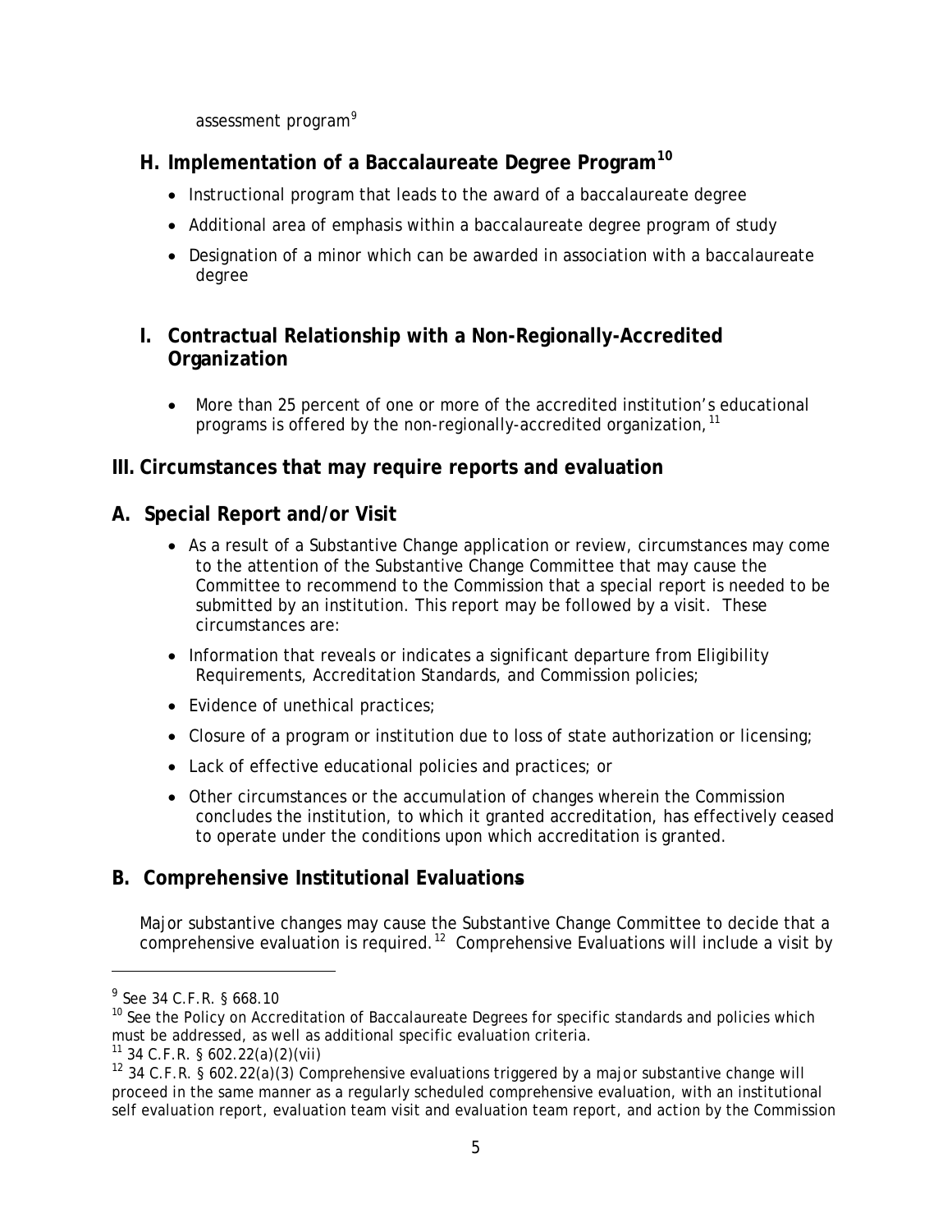assessment program[9]

## H. Implementation of a Baccalaureate Degree Program[10]

- Instructional program that leads to the award of a baccalaureate degree
- Additional area of emphasis within a baccalaureate degree program of study
- Designation of a minor which can be awarded in association with a baccalaureate degree

## I. Contractual Relationship with a Non-Regionally-Accredited Organization

- More than 25 percent of one or more of the accredited institution's educational programs is offered by the non-regionally-accredited organization,[11]

# III. Circumstances that may require reports and evaluation

## A. Special Report and/or Visit

- As a result of a Substantive Change application or review, circumstances may come to the attention of the Substantive Change Committee that may cause the Committee to recommend to the Commission that a special report is needed to be submitted by an institution. This report may be followed by a visit. These circumstances are:
- Information that reveals or indicates a significant departure from Eligibility Requirements, Accreditation Standards, and Commission policies;
- Evidence of unethical practices;
- Closure of a program or institution due to loss of state authorization or licensing;
- Lack of effective educational policies and practices; or
- Other circumstances or the accumulation of changes wherein the Commission concludes the institution, to which it granted accreditation, has effectively ceased to operate under the conditions upon which accreditation is granted.

## B. Comprehensive Institutional Evaluations

Major substantive changes may cause the Substantive Change Committee to decide that a comprehensive evaluation is required.[12] Comprehensive Evaluations will include a visit by

---

[9] See 34 C.F.R. § 668.10

[10] See the Policy on Accreditation of Baccalaureate Degrees for specific standards and policies which must be addressed, as well as additional specific evaluation criteria.

[11] 34 C.F.R. § 602.22(a)(2)(vii)

[12] 34 C.F.R. § 602.22(a)(3) Comprehensive evaluations triggered by a major substantive change will proceed in the same manner as a regularly scheduled comprehensive evaluation, with an institutional self evaluation report, evaluation team visit and evaluation team report, and action by the Commission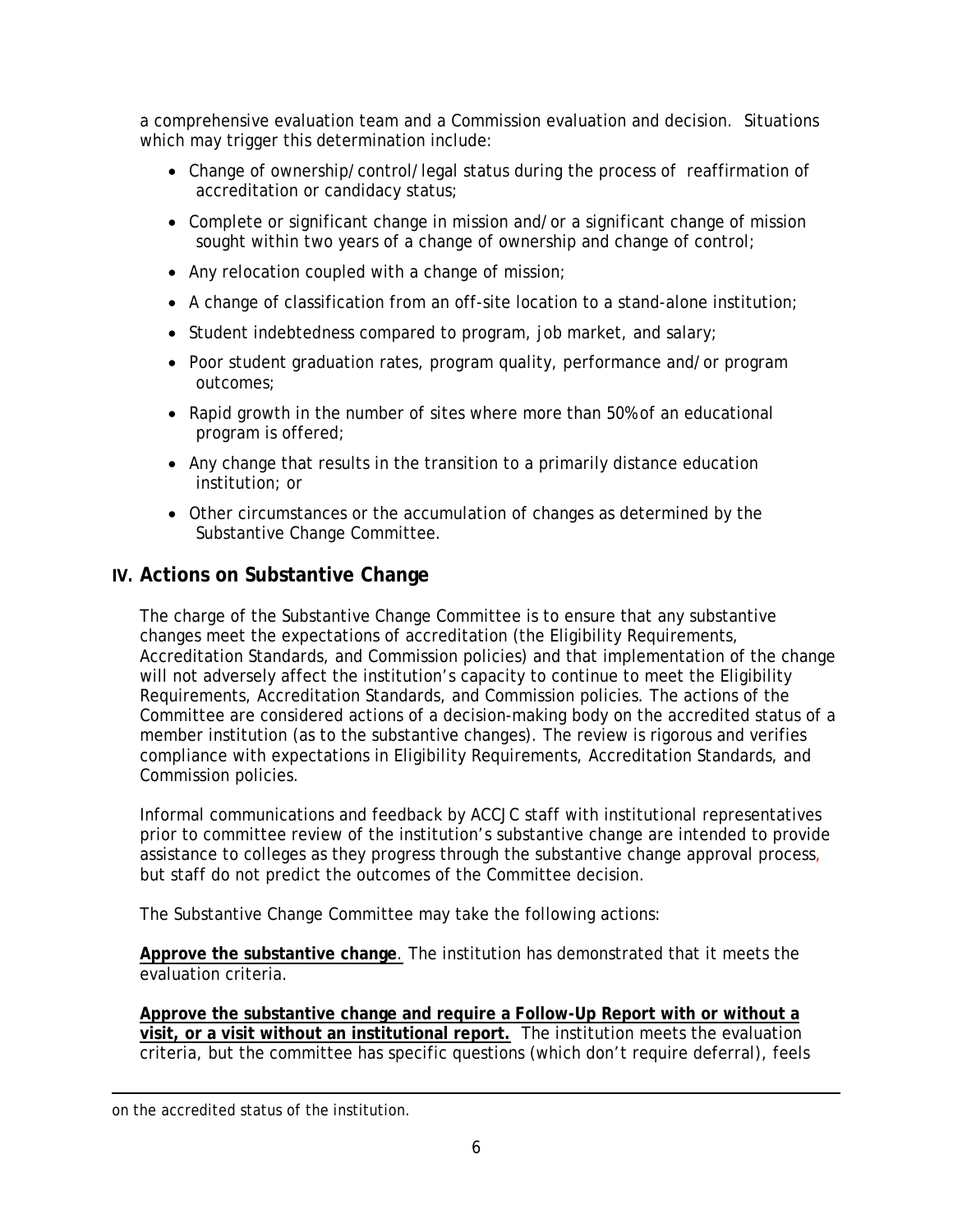a comprehensive evaluation team and a Commission evaluation and decision. Situations which may trigger this determination include:

- Change of ownership/control/legal status during the process of reaffirmation of accreditation or candidacy status;
- Complete or significant change in mission and/or a significant change of mission sought within two years of a change of ownership and change of control;
- Any relocation coupled with a change of mission;
- A change of classification from an off-site location to a stand-alone institution;
- Student indebtedness compared to program, job market, and salary;
- Poor student graduation rates, program quality, performance and/or program outcomes;
- Rapid growth in the number of sites where more than 50% of an educational program is offered;
- Any change that results in the transition to a primarily distance education institution; or
- Other circumstances or the accumulation of changes as determined by the Substantive Change Committee.

## IV. Actions on Substantive Change

The charge of the Substantive Change Committee is to ensure that any substantive changes meet the expectations of accreditation (the Eligibility Requirements, Accreditation Standards, and Commission policies) and that implementation of the change will not adversely affect the institution's capacity to continue to meet the Eligibility Requirements, Accreditation Standards, and Commission policies. The actions of the Committee are considered actions of a decision-making body on the accredited status of a member institution (as to the substantive changes). The review is rigorous and verifies compliance with expectations in Eligibility Requirements, Accreditation Standards, and Commission policies.

Informal communications and feedback by ACCJC staff with institutional representatives prior to committee review of the institution's substantive change are intended to provide assistance to colleges as they progress through the substantive change approval process, but staff do not predict the outcomes of the Committee decision.

The Substantive Change Committee may take the following actions:

**Approve the substantive change**. The institution has demonstrated that it meets the evaluation criteria.

**Approve the substantive change and require a Follow-Up Report with or without a visit, or a visit without an institutional report.** The institution meets the evaluation criteria, but the committee has specific questions (which don't require deferral), feels

---

on the accredited status of the institution.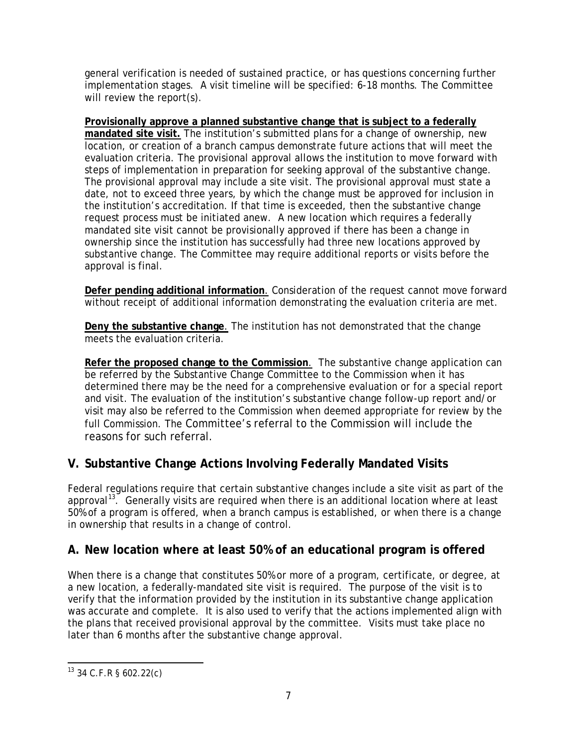general verification is needed of sustained practice, or has questions concerning further implementation stages. A visit timeline will be specified: 6-18 months. The Committee will review the report(s).

**Provisionally approve a planned substantive change that is subject to a federally mandated site visit.** The institution's submitted plans for a change of ownership, new location, or creation of a branch campus demonstrate future actions that will meet the evaluation criteria. The provisional approval allows the institution to move forward with steps of implementation in preparation for seeking approval of the substantive change. The provisional approval may include a site visit. The provisional approval must state a date, not to exceed three years, by which the change must be approved for inclusion in the institution's accreditation. If that time is exceeded, then the substantive change request process must be initiated anew. A new location which requires a federally mandated site visit cannot be provisionally approved if there has been a change in ownership since the institution has successfully had three new locations approved by substantive change. The Committee may require additional reports or visits before the approval is final.

**Defer pending additional information**. Consideration of the request cannot move forward without receipt of additional information demonstrating the evaluation criteria are met.

**Deny the substantive change**. The institution has not demonstrated that the change meets the evaluation criteria.

**Refer the proposed change to the Commission**. The substantive change application can be referred by the Substantive Change Committee to the Commission when it has determined there may be the need for a comprehensive evaluation or for a special report and visit. The evaluation of the institution's substantive change follow-up report and/or visit may also be referred to the Commission when deemed appropriate for review by the full Commission. The Committee's referral to the Commission will include the reasons for such referral.

## V. Substantive Change Actions Involving Federally Mandated Visits

Federal regulations require that certain substantive changes include a site visit as part of the approval[13]. Generally visits are required when there is an additional location where at least 50% of a program is offered, when a branch campus is established, or when there is a change in ownership that results in a change of control.

## A. New location where at least 50% of an educational program is offered

When there is a change that constitutes 50% or more of a program, certificate, or degree, at a new location, a federally-mandated site visit is required. The purpose of the visit is to verify that the information provided by the institution in its substantive change application was accurate and complete. It is also used to verify that the actions implemented align with the plans that received provisional approval by the committee. Visits must take place no later than 6 months after the substantive change approval.

[13] 34 C.F.R § 602.22(c)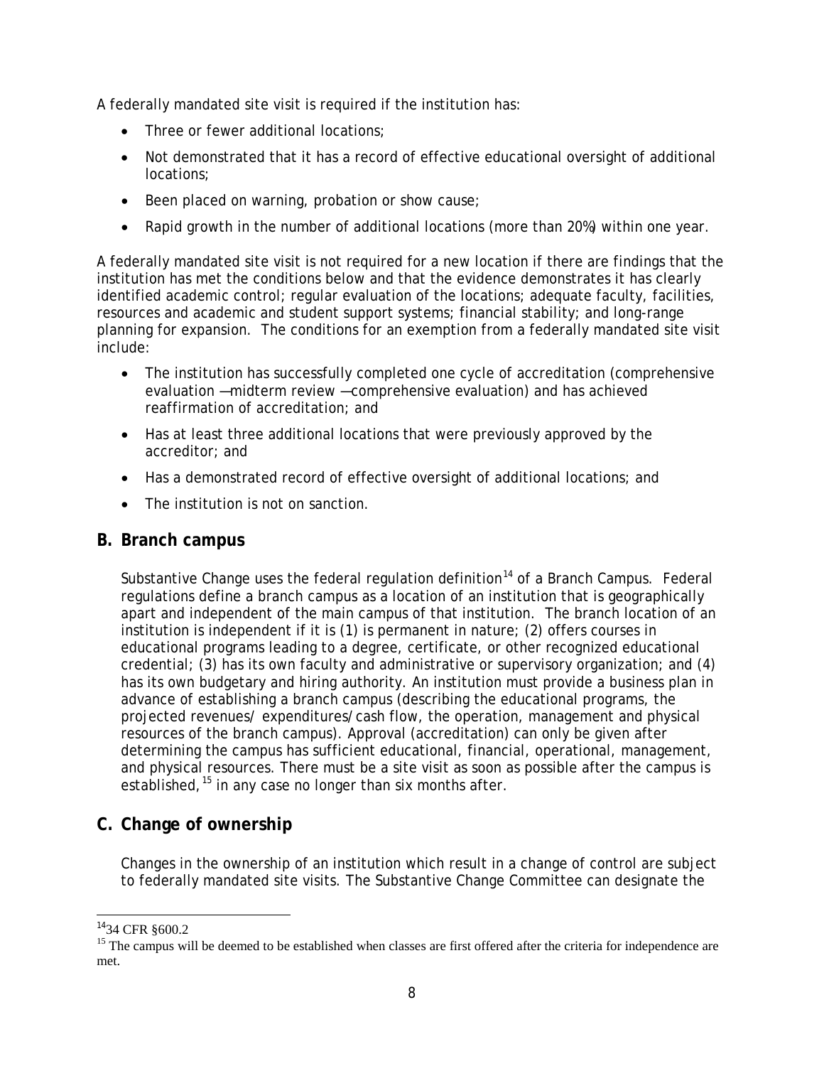A federally mandated site visit is required if the institution has:

- Three or fewer additional locations;
- Not demonstrated that it has a record of effective educational oversight of additional locations;
- Been placed on warning, probation or show cause;
- Rapid growth in the number of additional locations (more than 20%) within one year.

A federally mandated site visit is not required for a new location if there are findings that the institution has met the conditions below and that the evidence demonstrates it has clearly identified academic control; regular evaluation of the locations; adequate faculty, facilities, resources and academic and student support systems; financial stability; and long-range planning for expansion. The conditions for an exemption from a federally mandated site visit include:

- The institution has successfully completed one cycle of accreditation (comprehensive evaluation —midterm review —comprehensive evaluation) and has achieved reaffirmation of accreditation; and
- Has at least three additional locations that were previously approved by the accreditor; and
- Has a demonstrated record of effective oversight of additional locations; and
- The institution is not on sanction.

## B. Branch campus

Substantive Change uses the federal regulation definition[14] of a Branch Campus. Federal regulations define a branch campus as a location of an institution that is geographically apart and independent of the main campus of that institution. The branch location of an institution is independent if it is (1) is permanent in nature; (2) offers courses in educational programs leading to a degree, certificate, or other recognized educational credential; (3) has its own faculty and administrative or supervisory organization; and (4) has its own budgetary and hiring authority. An institution must provide a business plan in advance of establishing a branch campus (describing the educational programs, the projected revenues/ expenditures/cash flow, the operation, management and physical resources of the branch campus). Approval (accreditation) can only be given after determining the campus has sufficient educational, financial, operational, management, and physical resources. There must be a site visit as soon as possible after the campus is established,[15] in any case no longer than six months after.

## C. Change of ownership

Changes in the ownership of an institution which result in a change of control are subject to federally mandated site visits. The Substantive Change Committee can designate the

---

[14] 34 CFR §600.2

[15] The campus will be deemed to be established when classes are first offered after the criteria for independence are met.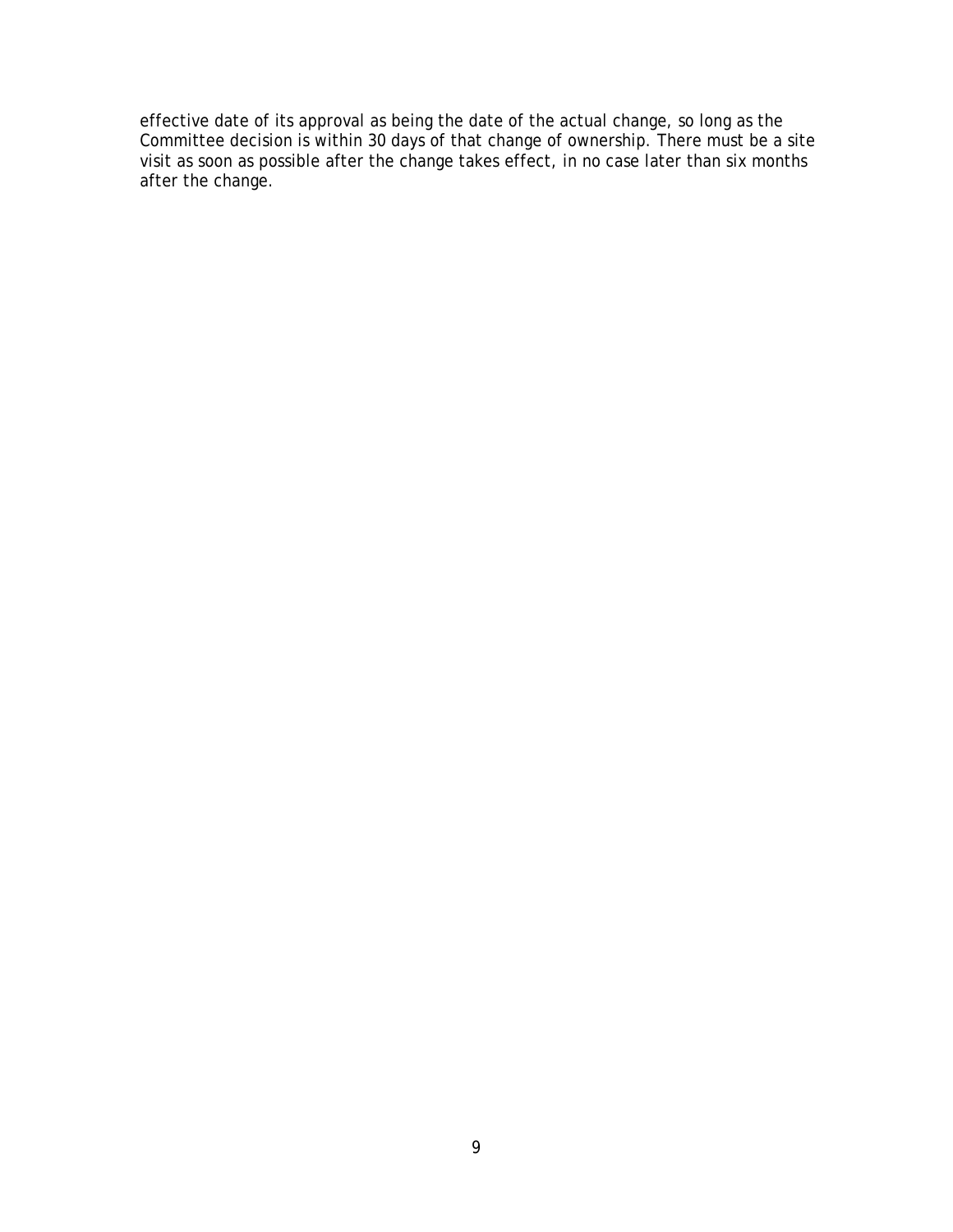effective date of its approval as being the date of the actual change, so long as the Committee decision is within 30 days of that change of ownership. There must be a site visit as soon as possible after the change takes effect, in no case later than six months after the change.